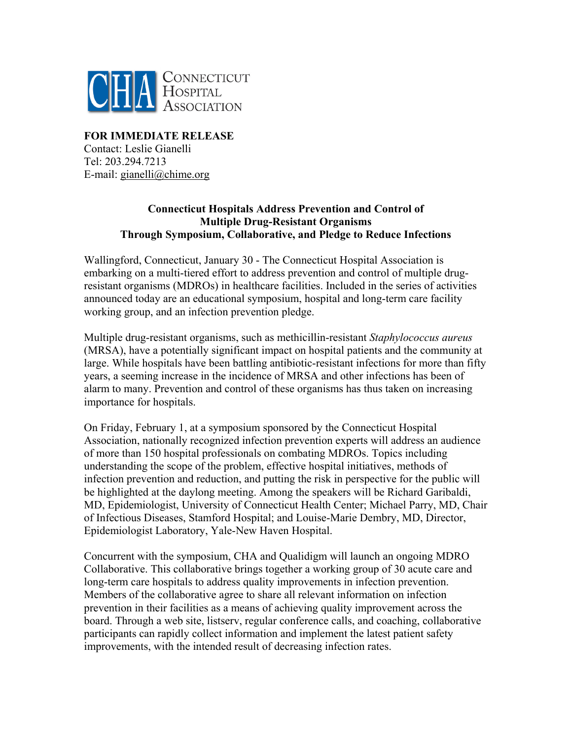CHA Connecticut Hospital Association

**FOR IMMEDIATE RELEASE**
Contact: Leslie Gianelli
Tel: 203.294.7213
E-mail: gianelli@chime.org

**Connecticut Hospitals Address Prevention and Control of Multiple Drug-Resistant Organisms Through Symposium, Collaborative, and Pledge to Reduce Infections**

Wallingford, Connecticut, January 30 - The Connecticut Hospital Association is embarking on a multi-tiered effort to address prevention and control of multiple drug-resistant organisms (MDROs) in healthcare facilities. Included in the series of activities announced today are an educational symposium, hospital and long-term care facility working group, and an infection prevention pledge.

Multiple drug-resistant organisms, such as methicillin-resistant *Staphylococcus aureus* (MRSA), have a potentially significant impact on hospital patients and the community at large. While hospitals have been battling antibiotic-resistant infections for more than fifty years, a seeming increase in the incidence of MRSA and other infections has been of alarm to many. Prevention and control of these organisms has thus taken on increasing importance for hospitals.

On Friday, February 1, at a symposium sponsored by the Connecticut Hospital Association, nationally recognized infection prevention experts will address an audience of more than 150 hospital professionals on combating MDROs. Topics including understanding the scope of the problem, effective hospital initiatives, methods of infection prevention and reduction, and putting the risk in perspective for the public will be highlighted at the daylong meeting. Among the speakers will be Richard Garibaldi, MD, Epidemiologist, University of Connecticut Health Center; Michael Parry, MD, Chair of Infectious Diseases, Stamford Hospital; and Louise-Marie Dembry, MD, Director, Epidemiologist Laboratory, Yale-New Haven Hospital.

Concurrent with the symposium, CHA and Qualidigm will launch an ongoing MDRO Collaborative. This collaborative brings together a working group of 30 acute care and long-term care hospitals to address quality improvements in infection prevention. Members of the collaborative agree to share all relevant information on infection prevention in their facilities as a means of achieving quality improvement across the board. Through a web site, listserv, regular conference calls, and coaching, collaborative participants can rapidly collect information and implement the latest patient safety improvements, with the intended result of decreasing infection rates.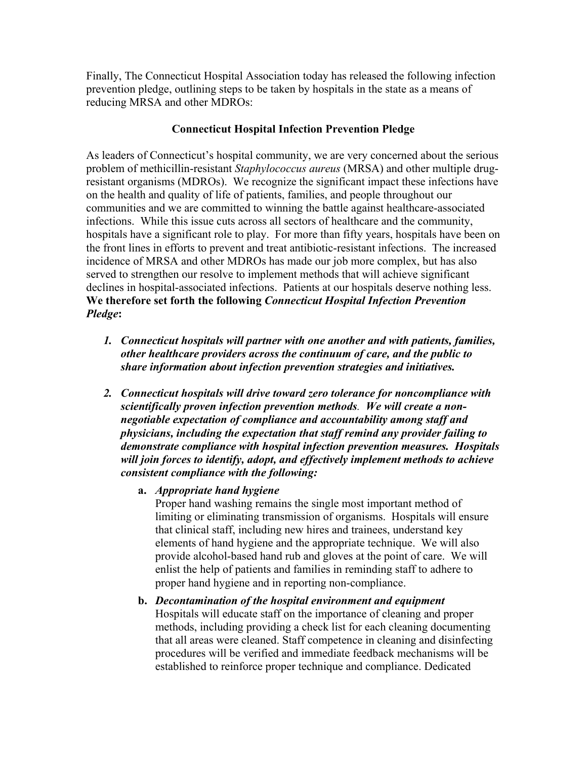Finally, The Connecticut Hospital Association today has released the following infection prevention pledge, outlining steps to be taken by hospitals in the state as a means of reducing MRSA and other MDROs:

**Connecticut Hospital Infection Prevention Pledge**

As leaders of Connecticut's hospital community, we are very concerned about the serious problem of methicillin-resistant *Staphylococcus aureus* (MRSA) and other multiple drug-resistant organisms (MDROs). We recognize the significant impact these infections have on the health and quality of life of patients, families, and people throughout our communities and we are committed to winning the battle against healthcare-associated infections. While this issue cuts across all sectors of healthcare and the community, hospitals have a significant role to play. For more than fifty years, hospitals have been on the front lines in efforts to prevent and treat antibiotic-resistant infections. The increased incidence of MRSA and other MDROs has made our job more complex, but has also served to strengthen our resolve to implement methods that will achieve significant declines in hospital-associated infections. Patients at our hospitals deserve nothing less. **We therefore set forth the following *Connecticut Hospital Infection Prevention Pledge*:**

1. ***Connecticut hospitals will partner with one another and with patients, families, other healthcare providers across the continuum of care, and the public to share information about infection prevention strategies and initiatives.***

2. ***Connecticut hospitals will drive toward zero tolerance for noncompliance with scientifically proven infection prevention methods. We will create a non-negotiable expectation of compliance and accountability among staff and physicians, including the expectation that staff remind any provider failing to demonstrate compliance with hospital infection prevention measures. Hospitals will join forces to identify, adopt, and effectively implement methods to achieve consistent compliance with the following:***

   **a.** ***Appropriate hand hygiene***
   Proper hand washing remains the single most important method of limiting or eliminating transmission of organisms. Hospitals will ensure that clinical staff, including new hires and trainees, understand key elements of hand hygiene and the appropriate technique. We will also provide alcohol-based hand rub and gloves at the point of care. We will enlist the help of patients and families in reminding staff to adhere to proper hand hygiene and in reporting non-compliance.

   **b.** ***Decontamination of the hospital environment and equipment***
   Hospitals will educate staff on the importance of cleaning and proper methods, including providing a check list for each cleaning documenting that all areas were cleaned. Staff competence in cleaning and disinfecting procedures will be verified and immediate feedback mechanisms will be established to reinforce proper technique and compliance. Dedicated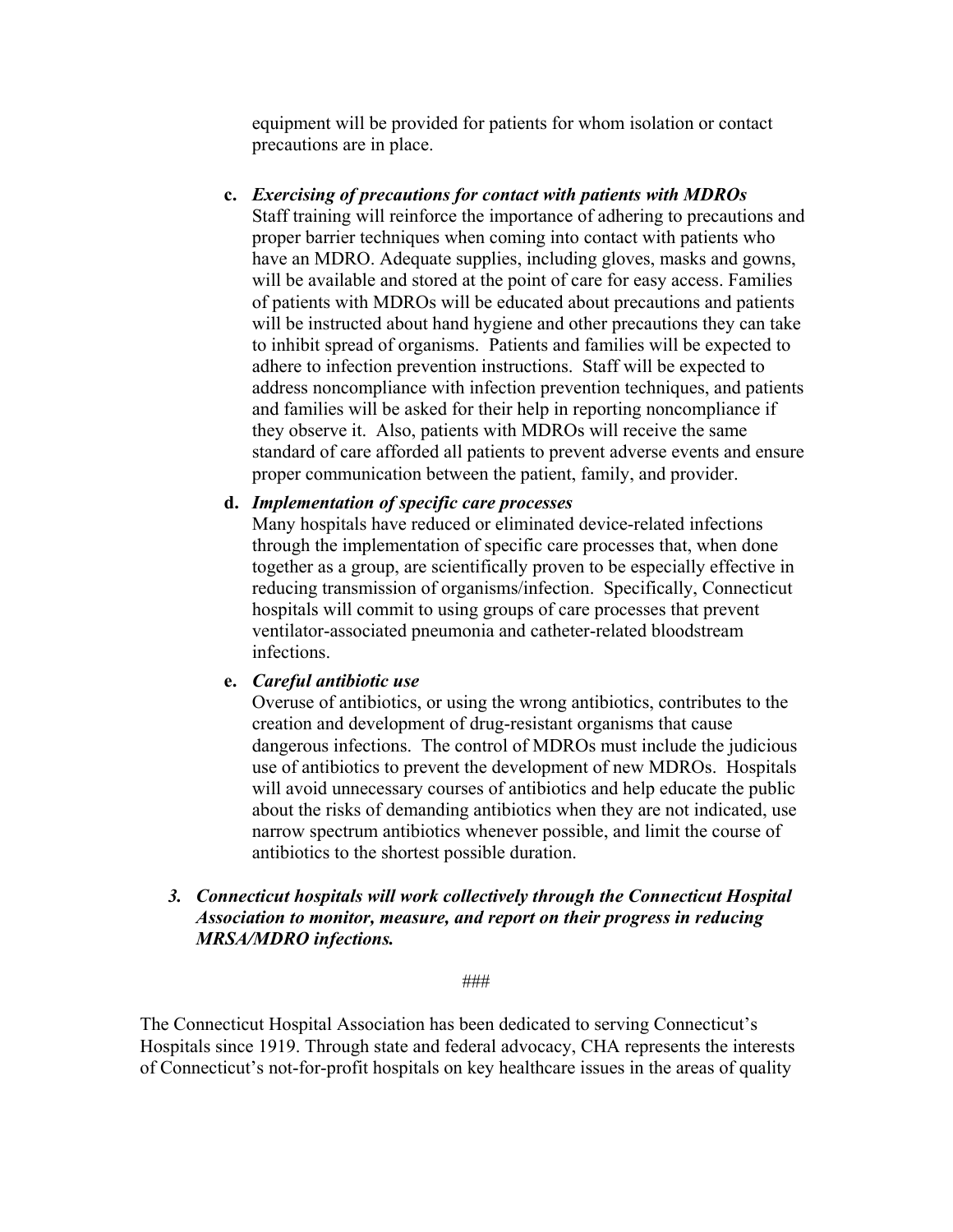equipment will be provided for patients for whom isolation or contact precautions are in place.

**c.** ***Exercising of precautions for contact with patients with MDROs***
Staff training will reinforce the importance of adhering to precautions and proper barrier techniques when coming into contact with patients who have an MDRO. Adequate supplies, including gloves, masks and gowns, will be available and stored at the point of care for easy access. Families of patients with MDROs will be educated about precautions and patients will be instructed about hand hygiene and other precautions they can take to inhibit spread of organisms. Patients and families will be expected to adhere to infection prevention instructions. Staff will be expected to address noncompliance with infection prevention techniques, and patients and families will be asked for their help in reporting noncompliance if they observe it. Also, patients with MDROs will receive the same standard of care afforded all patients to prevent adverse events and ensure proper communication between the patient, family, and provider.

**d.** ***Implementation of specific care processes***
Many hospitals have reduced or eliminated device-related infections through the implementation of specific care processes that, when done together as a group, are scientifically proven to be especially effective in reducing transmission of organisms/infection. Specifically, Connecticut hospitals will commit to using groups of care processes that prevent ventilator-associated pneumonia and catheter-related bloodstream infections.

**e.** ***Careful antibiotic use***
Overuse of antibiotics, or using the wrong antibiotics, contributes to the creation and development of drug-resistant organisms that cause dangerous infections. The control of MDROs must include the judicious use of antibiotics to prevent the development of new MDROs. Hospitals will avoid unnecessary courses of antibiotics and help educate the public about the risks of demanding antibiotics when they are not indicated, use narrow spectrum antibiotics whenever possible, and limit the course of antibiotics to the shortest possible duration.

***3. Connecticut hospitals will work collectively through the Connecticut Hospital Association to monitor, measure, and report on their progress in reducing MRSA/MDRO infections.***

###

The Connecticut Hospital Association has been dedicated to serving Connecticut's Hospitals since 1919. Through state and federal advocacy, CHA represents the interests of Connecticut's not-for-profit hospitals on key healthcare issues in the areas of quality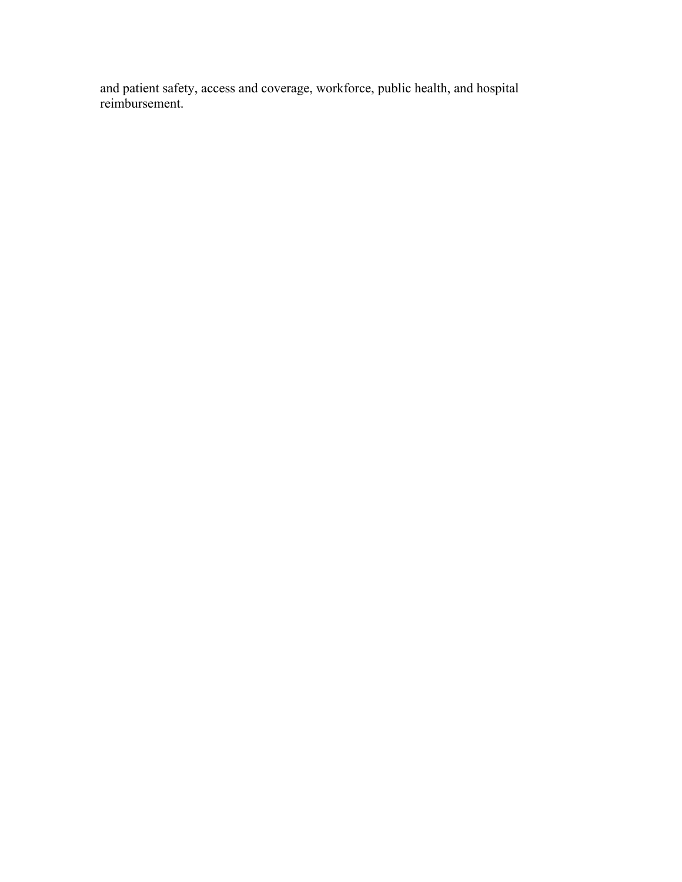and patient safety, access and coverage, workforce, public health, and hospital reimbursement.